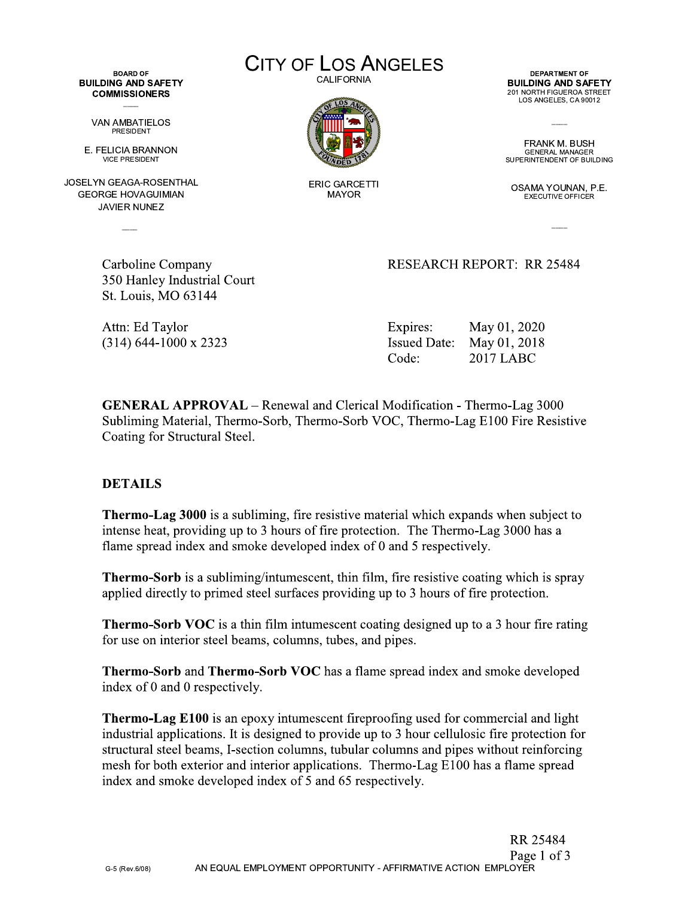BOARD OF
**BUILDING AND SAFETY COMMISSIONERS**

VAN AMBATIELOS
PRESIDENT

E. FELICIA BRANNON
VICE PRESIDENT

JOSELYN GEAGA-ROSENTHAL
GEORGE HOVAGUIMIAN
JAVIER NUNEZ

# CITY OF LOS ANGELES

CALIFORNIA

ERIC GARCETTI
MAYOR

DEPARTMENT OF
**BUILDING AND SAFETY**
201 NORTH FIGUEROA STREET
LOS ANGELES, CA 90012

FRANK M. BUSH
GENERAL MANAGER
SUPERINTENDENT OF BUILDING

OSAMA YOUNAN, P.E.
EXECUTIVE OFFICER

Carboline Company
350 Hanley Industrial Court
St. Louis, MO 63144

Attn: Ed Taylor
(314) 644-1000 x 2323

RESEARCH REPORT: RR 25484

Expires: May 01, 2020
Issued Date: May 01, 2018
Code: 2017 LABC

**GENERAL APPROVAL** – Renewal and Clerical Modification - Thermo-Lag 3000 Subliming Material, Thermo-Sorb, Thermo-Sorb VOC, Thermo-Lag E100 Fire Resistive Coating for Structural Steel.

## DETAILS

**Thermo-Lag 3000** is a subliming, fire resistive material which expands when subject to intense heat, providing up to 3 hours of fire protection. The Thermo-Lag 3000 has a flame spread index and smoke developed index of 0 and 5 respectively.

**Thermo-Sorb** is a subliming/intumescent, thin film, fire resistive coating which is spray applied directly to primed steel surfaces providing up to 3 hours of fire protection.

**Thermo-Sorb VOC** is a thin film intumescent coating designed up to a 3 hour fire rating for use on interior steel beams, columns, tubes, and pipes.

**Thermo-Sorb** and **Thermo-Sorb VOC** has a flame spread index and smoke developed index of 0 and 0 respectively.

**Thermo-Lag E100** is an epoxy intumescent fireproofing used for commercial and light industrial applications. It is designed to provide up to 3 hour cellulosic fire protection for structural steel beams, I-section columns, tubular columns and pipes without reinforcing mesh for both exterior and interior applications. Thermo-Lag E100 has a flame spread index and smoke developed index of 5 and 65 respectively.

G-5 (Rev.6/08) AN EQUAL EMPLOYMENT OPPORTUNITY - AFFIRMATIVE ACTION EMPLOYER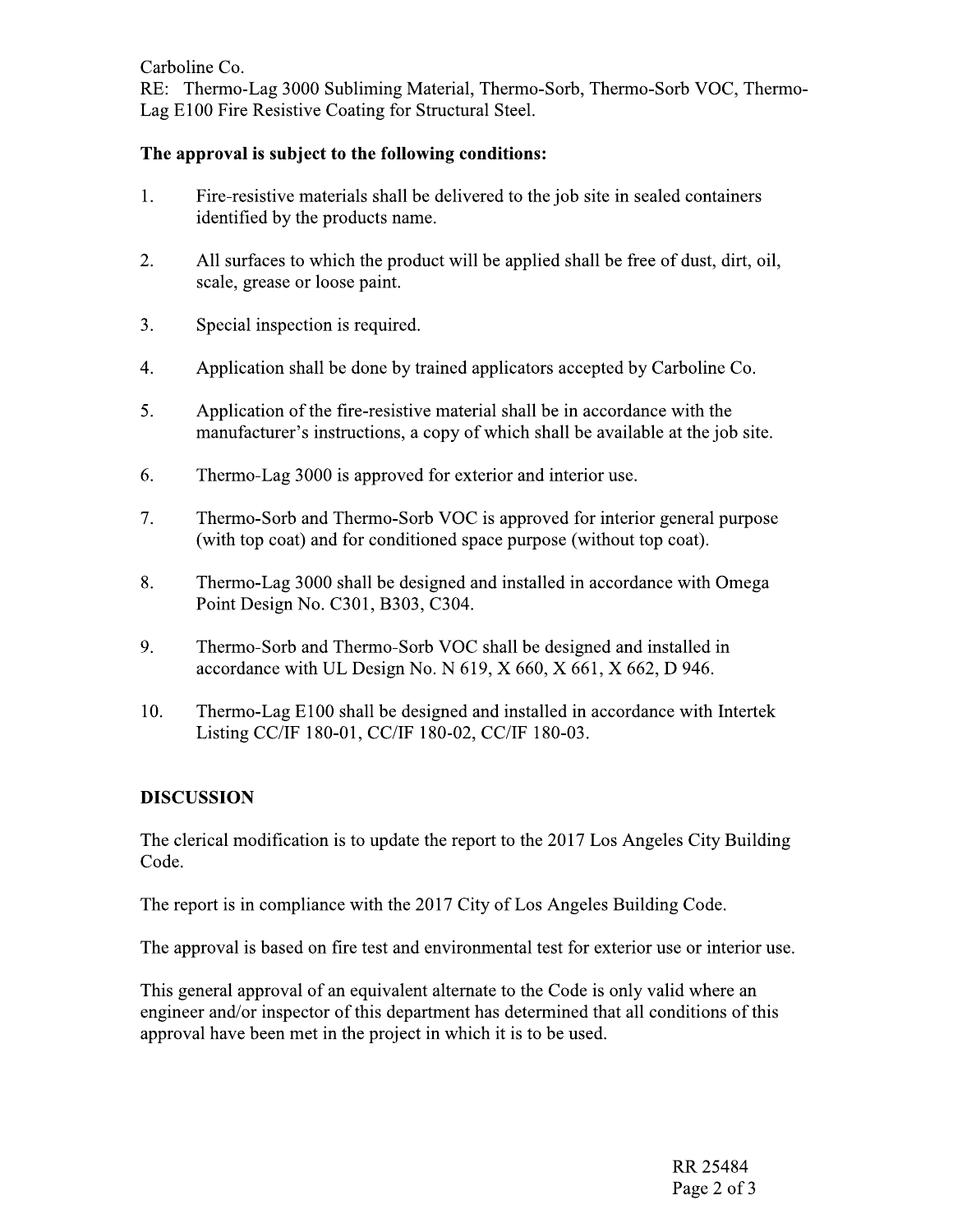Carboline Co.
RE: Thermo-Lag 3000 Subliming Material, Thermo-Sorb, Thermo-Sorb VOC, Thermo-Lag E100 Fire Resistive Coating for Structural Steel.

**The approval is subject to the following conditions:**

1. Fire-resistive materials shall be delivered to the job site in sealed containers identified by the products name.

2. All surfaces to which the product will be applied shall be free of dust, dirt, oil, scale, grease or loose paint.

3. Special inspection is required.

4. Application shall be done by trained applicators accepted by Carboline Co.

5. Application of the fire-resistive material shall be in accordance with the manufacturer's instructions, a copy of which shall be available at the job site.

6. Thermo-Lag 3000 is approved for exterior and interior use.

7. Thermo-Sorb and Thermo-Sorb VOC is approved for interior general purpose (with top coat) and for conditioned space purpose (without top coat).

8. Thermo-Lag 3000 shall be designed and installed in accordance with Omega Point Design No. C301, B303, C304.

9. Thermo-Sorb and Thermo-Sorb VOC shall be designed and installed in accordance with UL Design No. N 619, X 660, X 661, X 662, D 946.

10. Thermo-Lag E100 shall be designed and installed in accordance with Intertek Listing CC/IF 180-01, CC/IF 180-02, CC/IF 180-03.

## DISCUSSION

The clerical modification is to update the report to the 2017 Los Angeles City Building Code.

The report is in compliance with the 2017 City of Los Angeles Building Code.

The approval is based on fire test and environmental test for exterior use or interior use.

This general approval of an equivalent alternate to the Code is only valid where an engineer and/or inspector of this department has determined that all conditions of this approval have been met in the project in which it is to be used.

RR 25484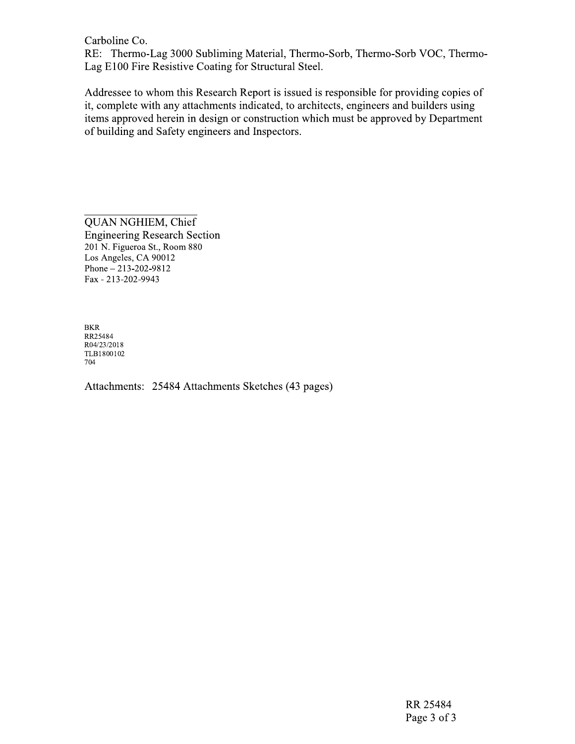Carboline Co.
RE: Thermo-Lag 3000 Subliming Material, Thermo-Sorb, Thermo-Sorb VOC, Thermo-Lag E100 Fire Resistive Coating for Structural Steel.

Addressee to whom this Research Report is issued is responsible for providing copies of it, complete with any attachments indicated, to architects, engineers and builders using items approved herein in design or construction which must be approved by Department of building and Safety engineers and Inspectors.

QUAN NGHIEM, Chief
Engineering Research Section
201 N. Figueroa St., Room 880
Los Angeles, CA 90012
Phone – 213-202-9812
Fax - 213-202-9943

BKR
RR25484
R04/23/2018
TLB1800102
704

Attachments: 25484 Attachments Sketches (43 pages)